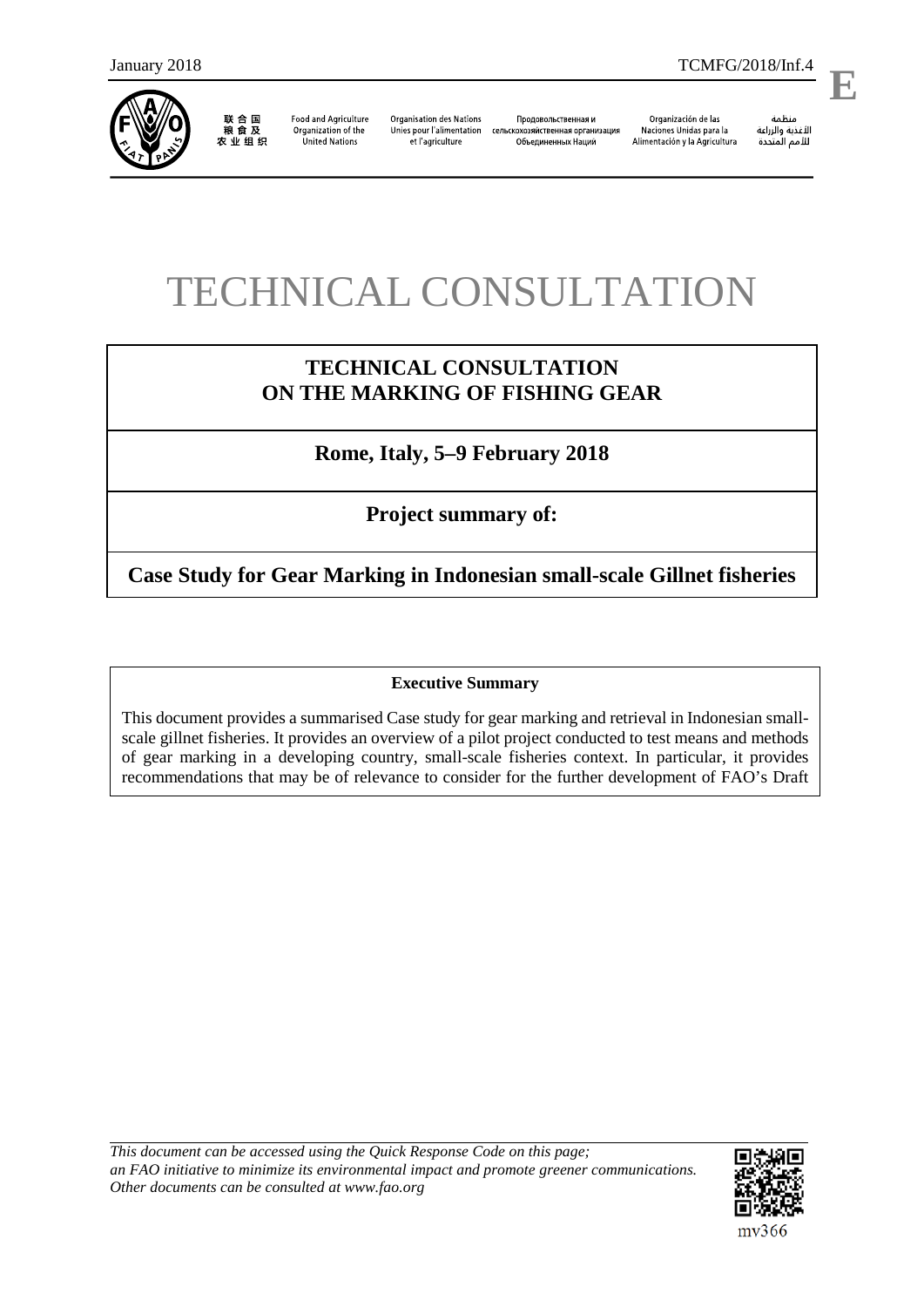January 2018 TCMFG/2018/Inf.4

**E**

联合国粮食及农业组织 | Food and Agriculture Organization of the United Nations | Organisation des Nations Unies pour l'alimentation et l'agriculture | Продовольственная и сельскохозяйственная организация Объединенных Наций | Organización de las Naciones Unidas para la Alimentación y la Agricultura | منظمة الأغذية والزراعة للأمم المتحدة

# TECHNICAL CONSULTATION

## TECHNICAL CONSULTATION ON THE MARKING OF FISHING GEAR

**Rome, Italy, 5–9 February 2018**

**Project summary of:**

**Case Study for Gear Marking in Indonesian small-scale Gillnet fisheries**

**Executive Summary**

This document provides a summarised Case study for gear marking and retrieval in Indonesian small-scale gillnet fisheries. It provides an overview of a pilot project conducted to test means and methods of gear marking in a developing country, small-scale fisheries context. In particular, it provides recommendations that may be of relevance to consider for the further development of FAO's Draft

*This document can be accessed using the Quick Response Code on this page; an FAO initiative to minimize its environmental impact and promote greener communications. Other documents can be consulted at www.fao.org*

mv366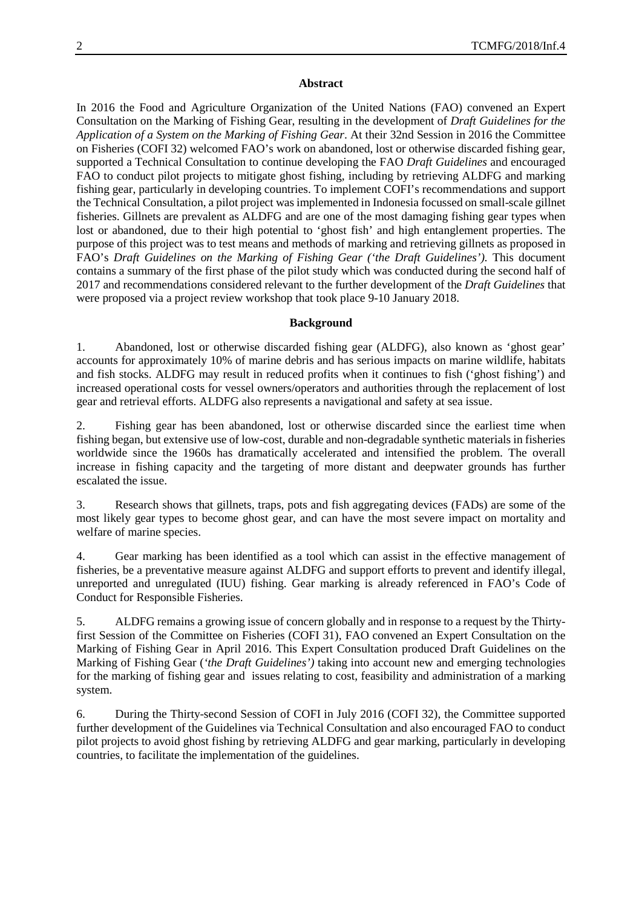## Abstract

In 2016 the Food and Agriculture Organization of the United Nations (FAO) convened an Expert Consultation on the Marking of Fishing Gear, resulting in the development of *Draft Guidelines for the Application of a System on the Marking of Fishing Gear*. At their 32nd Session in 2016 the Committee on Fisheries (COFI 32) welcomed FAO's work on abandoned, lost or otherwise discarded fishing gear, supported a Technical Consultation to continue developing the FAO *Draft Guidelines* and encouraged FAO to conduct pilot projects to mitigate ghost fishing, including by retrieving ALDFG and marking fishing gear, particularly in developing countries. To implement COFI's recommendations and support the Technical Consultation, a pilot project was implemented in Indonesia focussed on small-scale gillnet fisheries. Gillnets are prevalent as ALDFG and are one of the most damaging fishing gear types when lost or abandoned, due to their high potential to 'ghost fish' and high entanglement properties. The purpose of this project was to test means and methods of marking and retrieving gillnets as proposed in FAO's *Draft Guidelines on the Marking of Fishing Gear ('the Draft Guidelines').* This document contains a summary of the first phase of the pilot study which was conducted during the second half of 2017 and recommendations considered relevant to the further development of the *Draft Guidelines* that were proposed via a project review workshop that took place 9-10 January 2018.

## Background

1. Abandoned, lost or otherwise discarded fishing gear (ALDFG), also known as 'ghost gear' accounts for approximately 10% of marine debris and has serious impacts on marine wildlife, habitats and fish stocks. ALDFG may result in reduced profits when it continues to fish ('ghost fishing') and increased operational costs for vessel owners/operators and authorities through the replacement of lost gear and retrieval efforts. ALDFG also represents a navigational and safety at sea issue.

2. Fishing gear has been abandoned, lost or otherwise discarded since the earliest time when fishing began, but extensive use of low-cost, durable and non-degradable synthetic materials in fisheries worldwide since the 1960s has dramatically accelerated and intensified the problem. The overall increase in fishing capacity and the targeting of more distant and deepwater grounds has further escalated the issue.

3. Research shows that gillnets, traps, pots and fish aggregating devices (FADs) are some of the most likely gear types to become ghost gear, and can have the most severe impact on mortality and welfare of marine species.

4. Gear marking has been identified as a tool which can assist in the effective management of fisheries, be a preventative measure against ALDFG and support efforts to prevent and identify illegal, unreported and unregulated (IUU) fishing. Gear marking is already referenced in FAO's Code of Conduct for Responsible Fisheries.

5. ALDFG remains a growing issue of concern globally and in response to a request by the Thirty-first Session of the Committee on Fisheries (COFI 31), FAO convened an Expert Consultation on the Marking of Fishing Gear in April 2016. This Expert Consultation produced Draft Guidelines on the Marking of Fishing Gear (*'the Draft Guidelines')* taking into account new and emerging technologies for the marking of fishing gear and issues relating to cost, feasibility and administration of a marking system.

6. During the Thirty-second Session of COFI in July 2016 (COFI 32), the Committee supported further development of the Guidelines via Technical Consultation and also encouraged FAO to conduct pilot projects to avoid ghost fishing by retrieving ALDFG and gear marking, particularly in developing countries, to facilitate the implementation of the guidelines.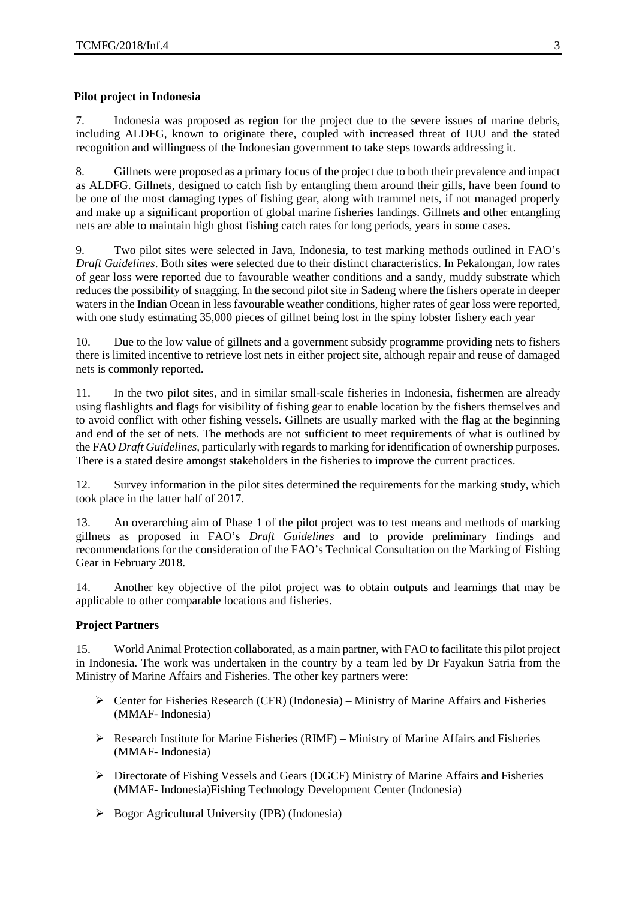**Pilot project in Indonesia**

7. Indonesia was proposed as region for the project due to the severe issues of marine debris, including ALDFG, known to originate there, coupled with increased threat of IUU and the stated recognition and willingness of the Indonesian government to take steps towards addressing it.

8. Gillnets were proposed as a primary focus of the project due to both their prevalence and impact as ALDFG. Gillnets, designed to catch fish by entangling them around their gills, have been found to be one of the most damaging types of fishing gear, along with trammel nets, if not managed properly and make up a significant proportion of global marine fisheries landings. Gillnets and other entangling nets are able to maintain high ghost fishing catch rates for long periods, years in some cases.

9. Two pilot sites were selected in Java, Indonesia, to test marking methods outlined in FAO's *Draft Guidelines*. Both sites were selected due to their distinct characteristics. In Pekalongan, low rates of gear loss were reported due to favourable weather conditions and a sandy, muddy substrate which reduces the possibility of snagging. In the second pilot site in Sadeng where the fishers operate in deeper waters in the Indian Ocean in less favourable weather conditions, higher rates of gear loss were reported, with one study estimating 35,000 pieces of gillnet being lost in the spiny lobster fishery each year

10. Due to the low value of gillnets and a government subsidy programme providing nets to fishers there is limited incentive to retrieve lost nets in either project site, although repair and reuse of damaged nets is commonly reported.

11. In the two pilot sites, and in similar small-scale fisheries in Indonesia, fishermen are already using flashlights and flags for visibility of fishing gear to enable location by the fishers themselves and to avoid conflict with other fishing vessels. Gillnets are usually marked with the flag at the beginning and end of the set of nets. The methods are not sufficient to meet requirements of what is outlined by the FAO *Draft Guidelines*, particularly with regards to marking for identification of ownership purposes. There is a stated desire amongst stakeholders in the fisheries to improve the current practices.

12. Survey information in the pilot sites determined the requirements for the marking study, which took place in the latter half of 2017.

13. An overarching aim of Phase 1 of the pilot project was to test means and methods of marking gillnets as proposed in FAO's *Draft Guidelines* and to provide preliminary findings and recommendations for the consideration of the FAO's Technical Consultation on the Marking of Fishing Gear in February 2018.

14. Another key objective of the pilot project was to obtain outputs and learnings that may be applicable to other comparable locations and fisheries.

**Project Partners**

15. World Animal Protection collaborated, as a main partner, with FAO to facilitate this pilot project in Indonesia. The work was undertaken in the country by a team led by Dr Fayakun Satria from the Ministry of Marine Affairs and Fisheries. The other key partners were:

- Center for Fisheries Research (CFR) (Indonesia) – Ministry of Marine Affairs and Fisheries (MMAF- Indonesia)
- Research Institute for Marine Fisheries (RIMF) – Ministry of Marine Affairs and Fisheries (MMAF- Indonesia)
- Directorate of Fishing Vessels and Gears (DGCF) Ministry of Marine Affairs and Fisheries (MMAF- Indonesia)Fishing Technology Development Center (Indonesia)
- Bogor Agricultural University (IPB) (Indonesia)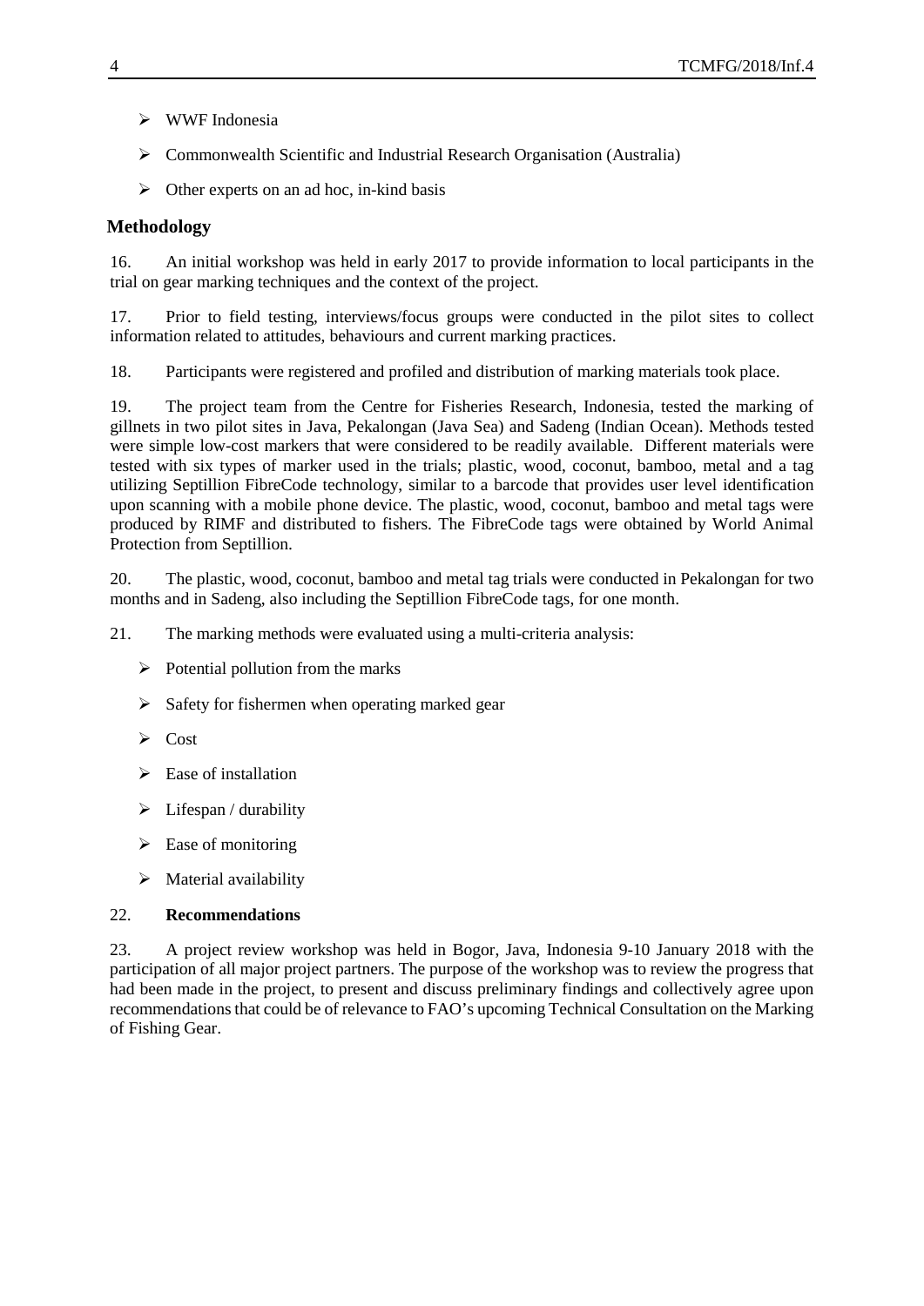- WWF Indonesia
- Commonwealth Scientific and Industrial Research Organisation (Australia)
- Other experts on an ad hoc, in-kind basis

## Methodology

16. An initial workshop was held in early 2017 to provide information to local participants in the trial on gear marking techniques and the context of the project.

17. Prior to field testing, interviews/focus groups were conducted in the pilot sites to collect information related to attitudes, behaviours and current marking practices.

18. Participants were registered and profiled and distribution of marking materials took place.

19. The project team from the Centre for Fisheries Research, Indonesia, tested the marking of gillnets in two pilot sites in Java, Pekalongan (Java Sea) and Sadeng (Indian Ocean). Methods tested were simple low-cost markers that were considered to be readily available. Different materials were tested with six types of marker used in the trials; plastic, wood, coconut, bamboo, metal and a tag utilizing Septillion FibreCode technology, similar to a barcode that provides user level identification upon scanning with a mobile phone device. The plastic, wood, coconut, bamboo and metal tags were produced by RIMF and distributed to fishers. The FibreCode tags were obtained by World Animal Protection from Septillion.

20. The plastic, wood, coconut, bamboo and metal tag trials were conducted in Pekalongan for two months and in Sadeng, also including the Septillion FibreCode tags, for one month.

21. The marking methods were evaluated using a multi-criteria analysis:

- Potential pollution from the marks
- Safety for fishermen when operating marked gear
- Cost
- Ease of installation
- Lifespan / durability
- Ease of monitoring
- Material availability

22. **Recommendations**

23. A project review workshop was held in Bogor, Java, Indonesia 9-10 January 2018 with the participation of all major project partners. The purpose of the workshop was to review the progress that had been made in the project, to present and discuss preliminary findings and collectively agree upon recommendations that could be of relevance to FAO's upcoming Technical Consultation on the Marking of Fishing Gear.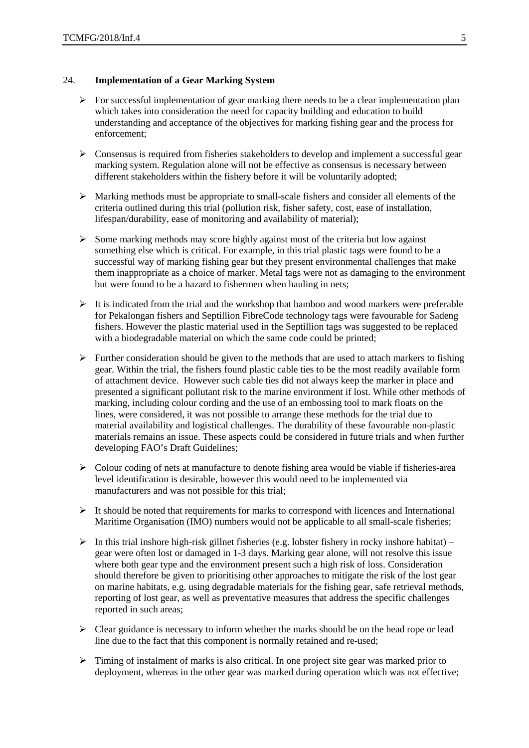24. **Implementation of a Gear Marking System**

- For successful implementation of gear marking there needs to be a clear implementation plan which takes into consideration the need for capacity building and education to build understanding and acceptance of the objectives for marking fishing gear and the process for enforcement;

- Consensus is required from fisheries stakeholders to develop and implement a successful gear marking system. Regulation alone will not be effective as consensus is necessary between different stakeholders within the fishery before it will be voluntarily adopted;

- Marking methods must be appropriate to small-scale fishers and consider all elements of the criteria outlined during this trial (pollution risk, fisher safety, cost, ease of installation, lifespan/durability, ease of monitoring and availability of material);

- Some marking methods may score highly against most of the criteria but low against something else which is critical. For example, in this trial plastic tags were found to be a successful way of marking fishing gear but they present environmental challenges that make them inappropriate as a choice of marker. Metal tags were not as damaging to the environment but were found to be a hazard to fishermen when hauling in nets;

- It is indicated from the trial and the workshop that bamboo and wood markers were preferable for Pekalongan fishers and Septillion FibreCode technology tags were favourable for Sadeng fishers. However the plastic material used in the Septillion tags was suggested to be replaced with a biodegradable material on which the same code could be printed;

- Further consideration should be given to the methods that are used to attach markers to fishing gear. Within the trial, the fishers found plastic cable ties to be the most readily available form of attachment device. However such cable ties did not always keep the marker in place and presented a significant pollutant risk to the marine environment if lost. While other methods of marking, including colour cording and the use of an embossing tool to mark floats on the lines, were considered, it was not possible to arrange these methods for the trial due to material availability and logistical challenges. The durability of these favourable non-plastic materials remains an issue. These aspects could be considered in future trials and when further developing FAO's Draft Guidelines;

- Colour coding of nets at manufacture to denote fishing area would be viable if fisheries-area level identification is desirable, however this would need to be implemented via manufacturers and was not possible for this trial;

- It should be noted that requirements for marks to correspond with licences and International Maritime Organisation (IMO) numbers would not be applicable to all small-scale fisheries;

- In this trial inshore high-risk gillnet fisheries (e.g. lobster fishery in rocky inshore habitat) – gear were often lost or damaged in 1-3 days. Marking gear alone, will not resolve this issue where both gear type and the environment present such a high risk of loss. Consideration should therefore be given to prioritising other approaches to mitigate the risk of the lost gear on marine habitats, e.g. using degradable materials for the fishing gear, safe retrieval methods, reporting of lost gear, as well as preventative measures that address the specific challenges reported in such areas;

- Clear guidance is necessary to inform whether the marks should be on the head rope or lead line due to the fact that this component is normally retained and re-used;

- Timing of instalment of marks is also critical. In one project site gear was marked prior to deployment, whereas in the other gear was marked during operation which was not effective;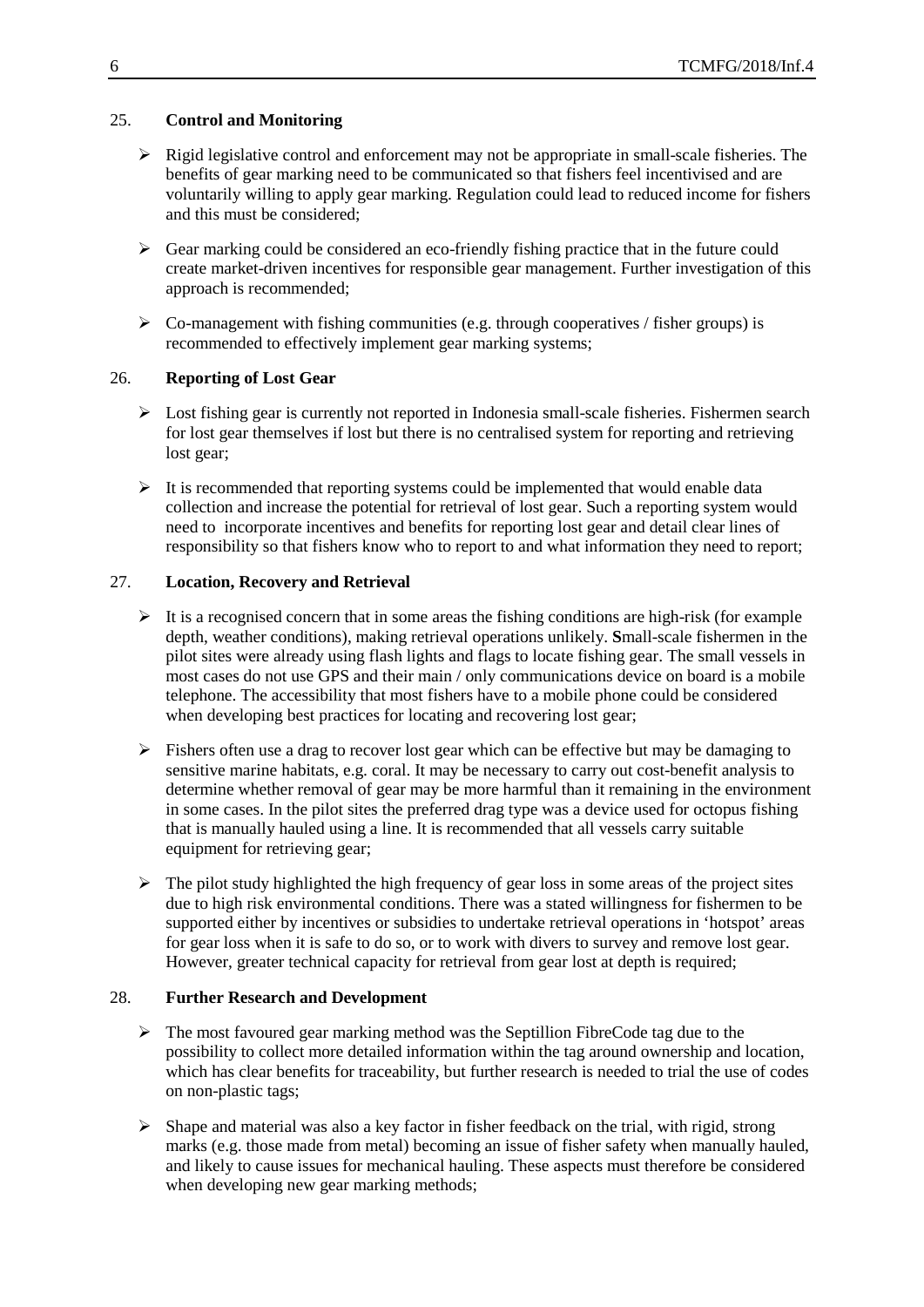25. **Control and Monitoring**

- Rigid legislative control and enforcement may not be appropriate in small-scale fisheries. The benefits of gear marking need to be communicated so that fishers feel incentivised and are voluntarily willing to apply gear marking. Regulation could lead to reduced income for fishers and this must be considered;
- Gear marking could be considered an eco-friendly fishing practice that in the future could create market-driven incentives for responsible gear management. Further investigation of this approach is recommended;
- Co-management with fishing communities (e.g. through cooperatives / fisher groups) is recommended to effectively implement gear marking systems;

26. **Reporting of Lost Gear**

- Lost fishing gear is currently not reported in Indonesia small-scale fisheries. Fishermen search for lost gear themselves if lost but there is no centralised system for reporting and retrieving lost gear;
- It is recommended that reporting systems could be implemented that would enable data collection and increase the potential for retrieval of lost gear. Such a reporting system would need to incorporate incentives and benefits for reporting lost gear and detail clear lines of responsibility so that fishers know who to report to and what information they need to report;

27. **Location, Recovery and Retrieval**

- It is a recognised concern that in some areas the fishing conditions are high-risk (for example depth, weather conditions), making retrieval operations unlikely. **S**mall-scale fishermen in the pilot sites were already using flash lights and flags to locate fishing gear. The small vessels in most cases do not use GPS and their main / only communications device on board is a mobile telephone. The accessibility that most fishers have to a mobile phone could be considered when developing best practices for locating and recovering lost gear;
- Fishers often use a drag to recover lost gear which can be effective but may be damaging to sensitive marine habitats, e.g. coral. It may be necessary to carry out cost-benefit analysis to determine whether removal of gear may be more harmful than it remaining in the environment in some cases. In the pilot sites the preferred drag type was a device used for octopus fishing that is manually hauled using a line. It is recommended that all vessels carry suitable equipment for retrieving gear;
- The pilot study highlighted the high frequency of gear loss in some areas of the project sites due to high risk environmental conditions. There was a stated willingness for fishermen to be supported either by incentives or subsidies to undertake retrieval operations in 'hotspot' areas for gear loss when it is safe to do so, or to work with divers to survey and remove lost gear. However, greater technical capacity for retrieval from gear lost at depth is required;

28. **Further Research and Development**

- The most favoured gear marking method was the Septillion FibreCode tag due to the possibility to collect more detailed information within the tag around ownership and location, which has clear benefits for traceability, but further research is needed to trial the use of codes on non-plastic tags;
- Shape and material was also a key factor in fisher feedback on the trial, with rigid, strong marks (e.g. those made from metal) becoming an issue of fisher safety when manually hauled, and likely to cause issues for mechanical hauling. These aspects must therefore be considered when developing new gear marking methods;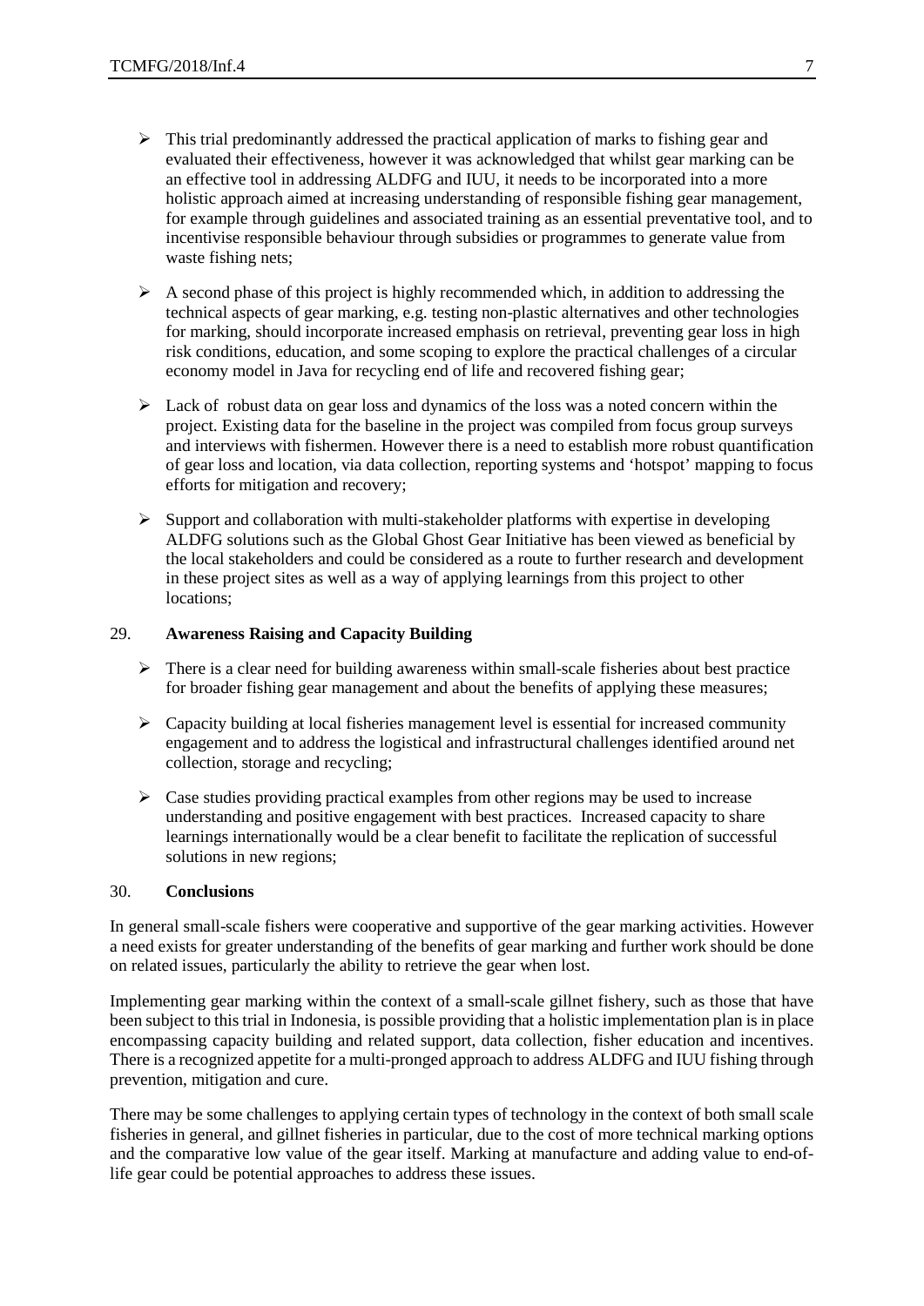- This trial predominantly addressed the practical application of marks to fishing gear and evaluated their effectiveness, however it was acknowledged that whilst gear marking can be an effective tool in addressing ALDFG and IUU, it needs to be incorporated into a more holistic approach aimed at increasing understanding of responsible fishing gear management, for example through guidelines and associated training as an essential preventative tool, and to incentivise responsible behaviour through subsidies or programmes to generate value from waste fishing nets;

- A second phase of this project is highly recommended which, in addition to addressing the technical aspects of gear marking, e.g. testing non-plastic alternatives and other technologies for marking, should incorporate increased emphasis on retrieval, preventing gear loss in high risk conditions, education, and some scoping to explore the practical challenges of a circular economy model in Java for recycling end of life and recovered fishing gear;

- Lack of robust data on gear loss and dynamics of the loss was a noted concern within the project. Existing data for the baseline in the project was compiled from focus group surveys and interviews with fishermen. However there is a need to establish more robust quantification of gear loss and location, via data collection, reporting systems and 'hotspot' mapping to focus efforts for mitigation and recovery;

- Support and collaboration with multi-stakeholder platforms with expertise in developing ALDFG solutions such as the Global Ghost Gear Initiative has been viewed as beneficial by the local stakeholders and could be considered as a route to further research and development in these project sites as well as a way of applying learnings from this project to other locations;

29. **Awareness Raising and Capacity Building**

- There is a clear need for building awareness within small-scale fisheries about best practice for broader fishing gear management and about the benefits of applying these measures;

- Capacity building at local fisheries management level is essential for increased community engagement and to address the logistical and infrastructural challenges identified around net collection, storage and recycling;

- Case studies providing practical examples from other regions may be used to increase understanding and positive engagement with best practices. Increased capacity to share learnings internationally would be a clear benefit to facilitate the replication of successful solutions in new regions;

30. **Conclusions**

In general small-scale fishers were cooperative and supportive of the gear marking activities. However a need exists for greater understanding of the benefits of gear marking and further work should be done on related issues, particularly the ability to retrieve the gear when lost.

Implementing gear marking within the context of a small-scale gillnet fishery, such as those that have been subject to this trial in Indonesia, is possible providing that a holistic implementation plan is in place encompassing capacity building and related support, data collection, fisher education and incentives. There is a recognized appetite for a multi-pronged approach to address ALDFG and IUU fishing through prevention, mitigation and cure.

There may be some challenges to applying certain types of technology in the context of both small scale fisheries in general, and gillnet fisheries in particular, due to the cost of more technical marking options and the comparative low value of the gear itself. Marking at manufacture and adding value to end-of-life gear could be potential approaches to address these issues.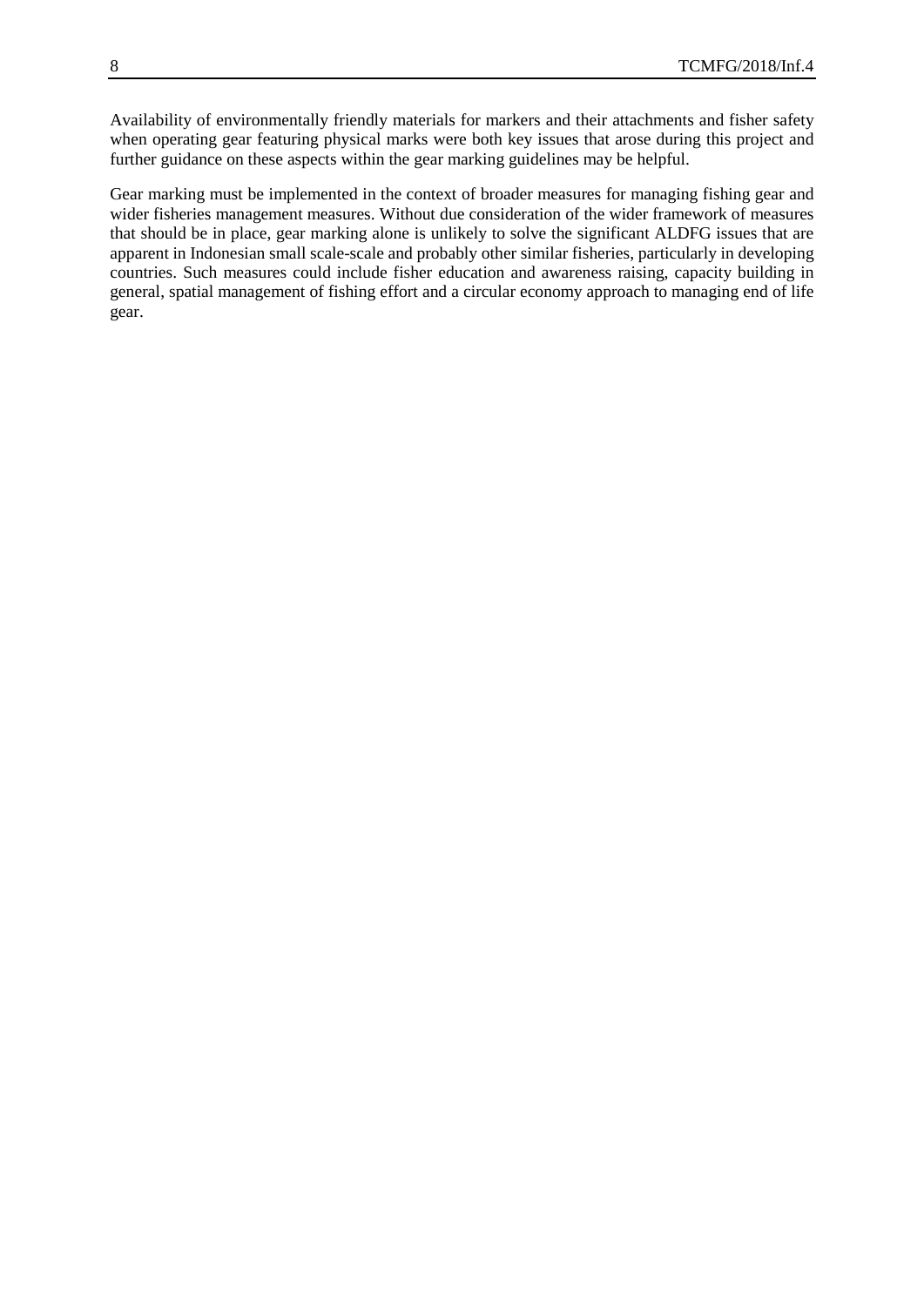Availability of environmentally friendly materials for markers and their attachments and fisher safety when operating gear featuring physical marks were both key issues that arose during this project and further guidance on these aspects within the gear marking guidelines may be helpful.

Gear marking must be implemented in the context of broader measures for managing fishing gear and wider fisheries management measures. Without due consideration of the wider framework of measures that should be in place, gear marking alone is unlikely to solve the significant ALDFG issues that are apparent in Indonesian small scale-scale and probably other similar fisheries, particularly in developing countries. Such measures could include fisher education and awareness raising, capacity building in general, spatial management of fishing effort and a circular economy approach to managing end of life gear.